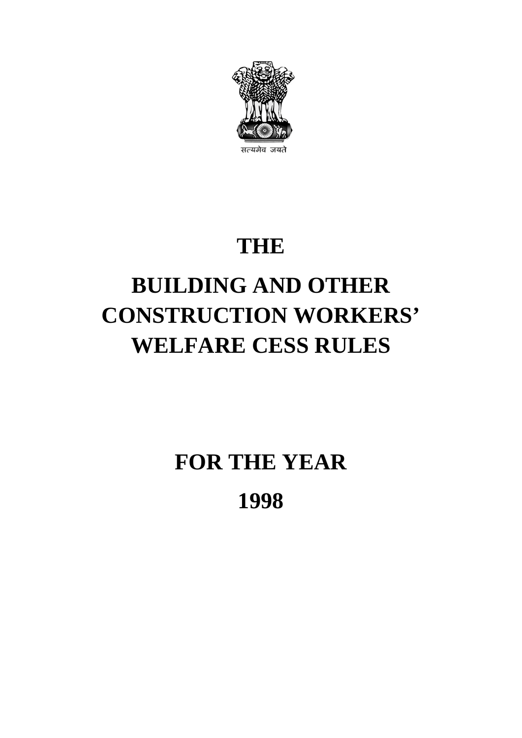सत्यमेव जयते

# THE

# BUILDING AND OTHER CONSTRUCTION WORKERS' WELFARE CESS RULES

## FOR THE YEAR

## 1998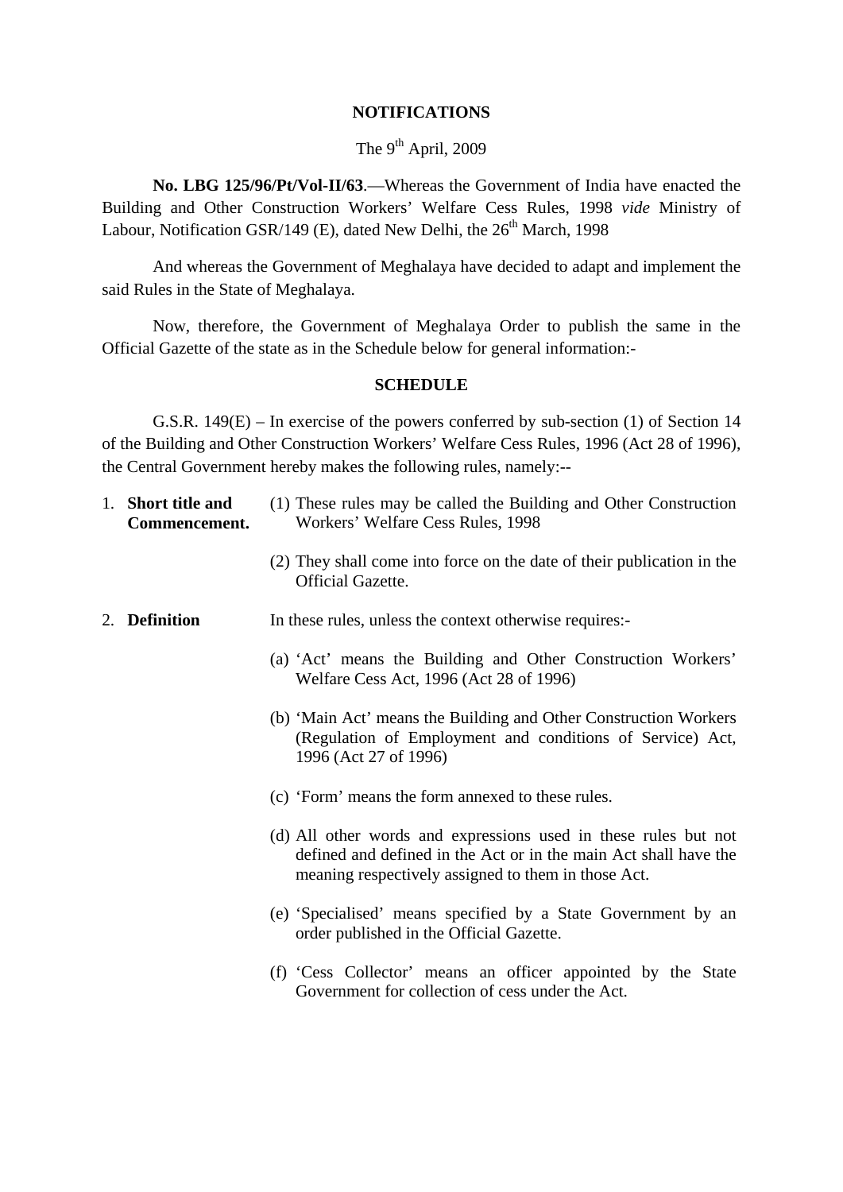## NOTIFICATIONS

The 9th April, 2009

**No. LBG 125/96/Pt/Vol-II/63**.—Whereas the Government of India have enacted the Building and Other Construction Workers' Welfare Cess Rules, 1998 *vide* Ministry of Labour, Notification GSR/149 (E), dated New Delhi, the 26th March, 1998

And whereas the Government of Meghalaya have decided to adapt and implement the said Rules in the State of Meghalaya.

Now, therefore, the Government of Meghalaya Order to publish the same in the Official Gazette of the state as in the Schedule below for general information:-

## SCHEDULE

G.S.R. 149(E) – In exercise of the powers conferred by sub-section (1) of Section 14 of the Building and Other Construction Workers' Welfare Cess Rules, 1996 (Act 28 of 1996), the Central Government hereby makes the following rules, namely:--

1. **Short title and Commencement.**

   (1) These rules may be called the Building and Other Construction Workers' Welfare Cess Rules, 1998

   (2) They shall come into force on the date of their publication in the Official Gazette.

2. **Definition**

   In these rules, unless the context otherwise requires:-

   (a) 'Act' means the Building and Other Construction Workers' Welfare Cess Act, 1996 (Act 28 of 1996)

   (b) 'Main Act' means the Building and Other Construction Workers (Regulation of Employment and conditions of Service) Act, 1996 (Act 27 of 1996)

   (c) 'Form' means the form annexed to these rules.

   (d) All other words and expressions used in these rules but not defined and defined in the Act or in the main Act shall have the meaning respectively assigned to them in those Act.

   (e) 'Specialised' means specified by a State Government by an order published in the Official Gazette.

   (f) 'Cess Collector' means an officer appointed by the State Government for collection of cess under the Act.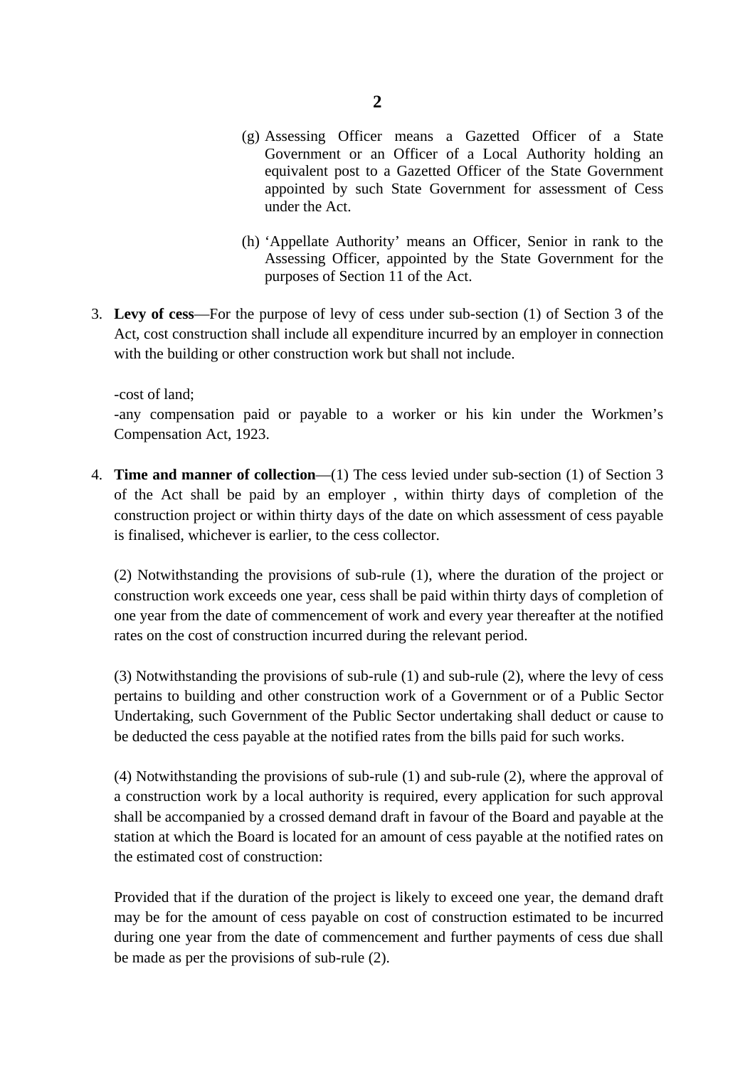(g) Assessing Officer means a Gazetted Officer of a State Government or an Officer of a Local Authority holding an equivalent post to a Gazetted Officer of the State Government appointed by such State Government for assessment of Cess under the Act.

(h) 'Appellate Authority' means an Officer, Senior in rank to the Assessing Officer, appointed by the State Government for the purposes of Section 11 of the Act.

3. **Levy of cess**—For the purpose of levy of cess under sub-section (1) of Section 3 of the Act, cost construction shall include all expenditure incurred by an employer in connection with the building or other construction work but shall not include.

-cost of land;
-any compensation paid or payable to a worker or his kin under the Workmen's Compensation Act, 1923.

4. **Time and manner of collection**—(1) The cess levied under sub-section (1) of Section 3 of the Act shall be paid by an employer , within thirty days of completion of the construction project or within thirty days of the date on which assessment of cess payable is finalised, whichever is earlier, to the cess collector.

(2) Notwithstanding the provisions of sub-rule (1), where the duration of the project or construction work exceeds one year, cess shall be paid within thirty days of completion of one year from the date of commencement of work and every year thereafter at the notified rates on the cost of construction incurred during the relevant period.

(3) Notwithstanding the provisions of sub-rule (1) and sub-rule (2), where the levy of cess pertains to building and other construction work of a Government or of a Public Sector Undertaking, such Government of the Public Sector undertaking shall deduct or cause to be deducted the cess payable at the notified rates from the bills paid for such works.

(4) Notwithstanding the provisions of sub-rule (1) and sub-rule (2), where the approval of a construction work by a local authority is required, every application for such approval shall be accompanied by a crossed demand draft in favour of the Board and payable at the station at which the Board is located for an amount of cess payable at the notified rates on the estimated cost of construction:

Provided that if the duration of the project is likely to exceed one year, the demand draft may be for the amount of cess payable on cost of construction estimated to be incurred during one year from the date of commencement and further payments of cess due shall be made as per the provisions of sub-rule (2).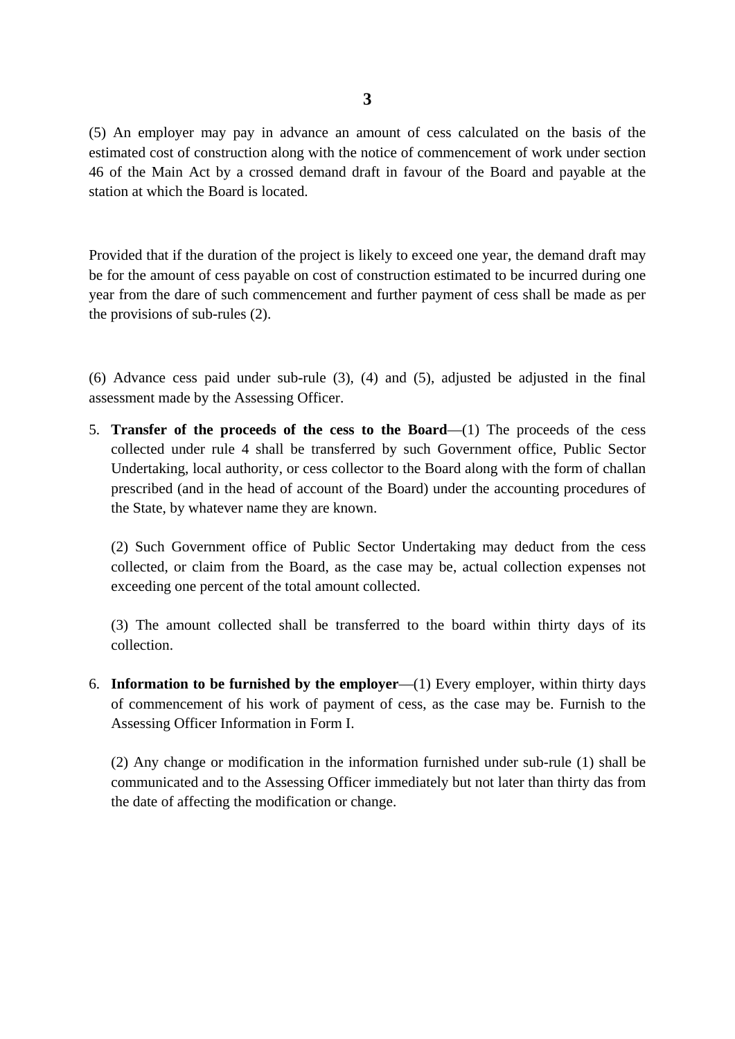(5) An employer may pay in advance an amount of cess calculated on the basis of the estimated cost of construction along with the notice of commencement of work under section 46 of the Main Act by a crossed demand draft in favour of the Board and payable at the station at which the Board is located.

Provided that if the duration of the project is likely to exceed one year, the demand draft may be for the amount of cess payable on cost of construction estimated to be incurred during one year from the dare of such commencement and further payment of cess shall be made as per the provisions of sub-rules (2).

(6) Advance cess paid under sub-rule (3), (4) and (5), adjusted be adjusted in the final assessment made by the Assessing Officer.

5. **Transfer of the proceeds of the cess to the Board**—(1) The proceeds of the cess collected under rule 4 shall be transferred by such Government office, Public Sector Undertaking, local authority, or cess collector to the Board along with the form of challan prescribed (and in the head of account of the Board) under the accounting procedures of the State, by whatever name they are known.

   (2) Such Government office of Public Sector Undertaking may deduct from the cess collected, or claim from the Board, as the case may be, actual collection expenses not exceeding one percent of the total amount collected.

   (3) The amount collected shall be transferred to the board within thirty days of its collection.

6. **Information to be furnished by the employer**—(1) Every employer, within thirty days of commencement of his work of payment of cess, as the case may be. Furnish to the Assessing Officer Information in Form I.

   (2) Any change or modification in the information furnished under sub-rule (1) shall be communicated and to the Assessing Officer immediately but not later than thirty das from the date of affecting the modification or change.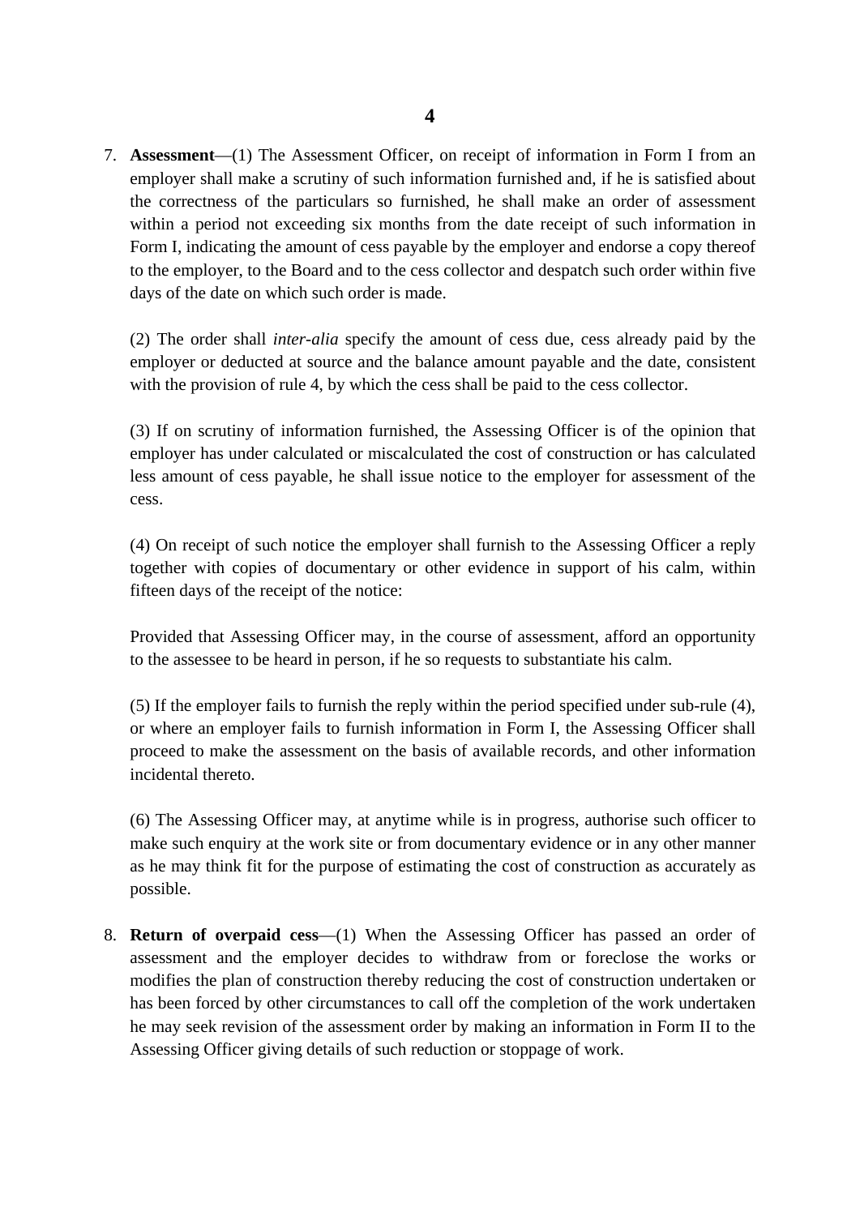7. **Assessment**—(1) The Assessment Officer, on receipt of information in Form I from an employer shall make a scrutiny of such information furnished and, if he is satisfied about the correctness of the particulars so furnished, he shall make an order of assessment within a period not exceeding six months from the date receipt of such information in Form I, indicating the amount of cess payable by the employer and endorse a copy thereof to the employer, to the Board and to the cess collector and despatch such order within five days of the date on which such order is made.

   (2) The order shall *inter-alia* specify the amount of cess due, cess already paid by the employer or deducted at source and the balance amount payable and the date, consistent with the provision of rule 4, by which the cess shall be paid to the cess collector.

   (3) If on scrutiny of information furnished, the Assessing Officer is of the opinion that employer has under calculated or miscalculated the cost of construction or has calculated less amount of cess payable, he shall issue notice to the employer for assessment of the cess.

   (4) On receipt of such notice the employer shall furnish to the Assessing Officer a reply together with copies of documentary or other evidence in support of his calm, within fifteen days of the receipt of the notice:

   Provided that Assessing Officer may, in the course of assessment, afford an opportunity to the assessee to be heard in person, if he so requests to substantiate his calm.

   (5) If the employer fails to furnish the reply within the period specified under sub-rule (4), or where an employer fails to furnish information in Form I, the Assessing Officer shall proceed to make the assessment on the basis of available records, and other information incidental thereto.

   (6) The Assessing Officer may, at anytime while is in progress, authorise such officer to make such enquiry at the work site or from documentary evidence or in any other manner as he may think fit for the purpose of estimating the cost of construction as accurately as possible.

8. **Return of overpaid cess**—(1) When the Assessing Officer has passed an order of assessment and the employer decides to withdraw from or foreclose the works or modifies the plan of construction thereby reducing the cost of construction undertaken or has been forced by other circumstances to call off the completion of the work undertaken he may seek revision of the assessment order by making an information in Form II to the Assessing Officer giving details of such reduction or stoppage of work.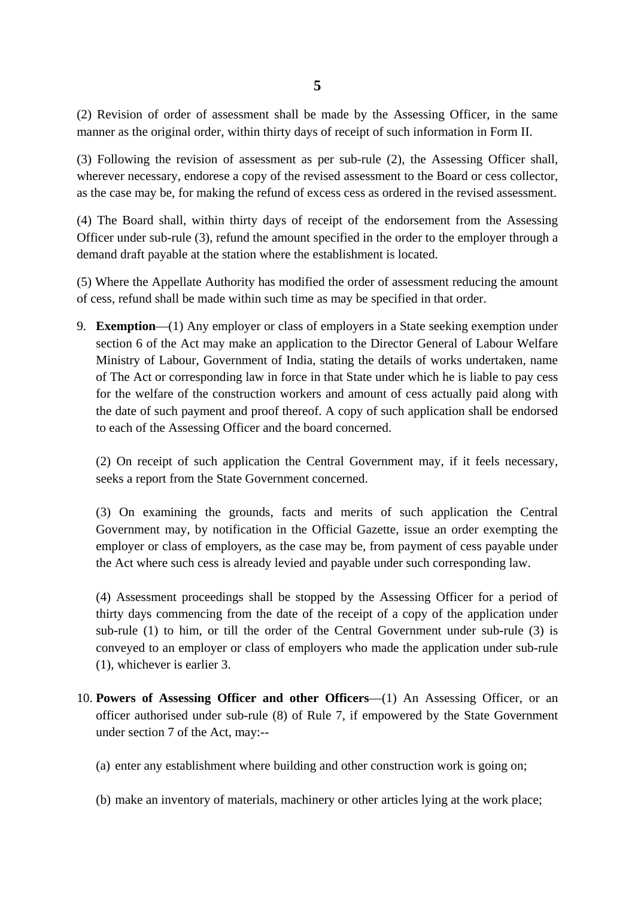(2) Revision of order of assessment shall be made by the Assessing Officer, in the same manner as the original order, within thirty days of receipt of such information in Form II.

(3) Following the revision of assessment as per sub-rule (2), the Assessing Officer shall, wherever necessary, endorese a copy of the revised assessment to the Board or cess collector, as the case may be, for making the refund of excess cess as ordered in the revised assessment.

(4) The Board shall, within thirty days of receipt of the endorsement from the Assessing Officer under sub-rule (3), refund the amount specified in the order to the employer through a demand draft payable at the station where the establishment is located.

(5) Where the Appellate Authority has modified the order of assessment reducing the amount of cess, refund shall be made within such time as may be specified in that order.

9. **Exemption**—(1) Any employer or class of employers in a State seeking exemption under section 6 of the Act may make an application to the Director General of Labour Welfare Ministry of Labour, Government of India, stating the details of works undertaken, name of The Act or corresponding law in force in that State under which he is liable to pay cess for the welfare of the construction workers and amount of cess actually paid along with the date of such payment and proof thereof. A copy of such application shall be endorsed to each of the Assessing Officer and the board concerned.

   (2) On receipt of such application the Central Government may, if it feels necessary, seeks a report from the State Government concerned.

   (3) On examining the grounds, facts and merits of such application the Central Government may, by notification in the Official Gazette, issue an order exempting the employer or class of employers, as the case may be, from payment of cess payable under the Act where such cess is already levied and payable under such corresponding law.

   (4) Assessment proceedings shall be stopped by the Assessing Officer for a period of thirty days commencing from the date of the receipt of a copy of the application under sub-rule (1) to him, or till the order of the Central Government under sub-rule (3) is conveyed to an employer or class of employers who made the application under sub-rule (1), whichever is earlier 3.

10. **Powers of Assessing Officer and other Officers**—(1) An Assessing Officer, or an officer authorised under sub-rule (8) of Rule 7, if empowered by the State Government under section 7 of the Act, may:--

   (a) enter any establishment where building and other construction work is going on;

   (b) make an inventory of materials, machinery or other articles lying at the work place;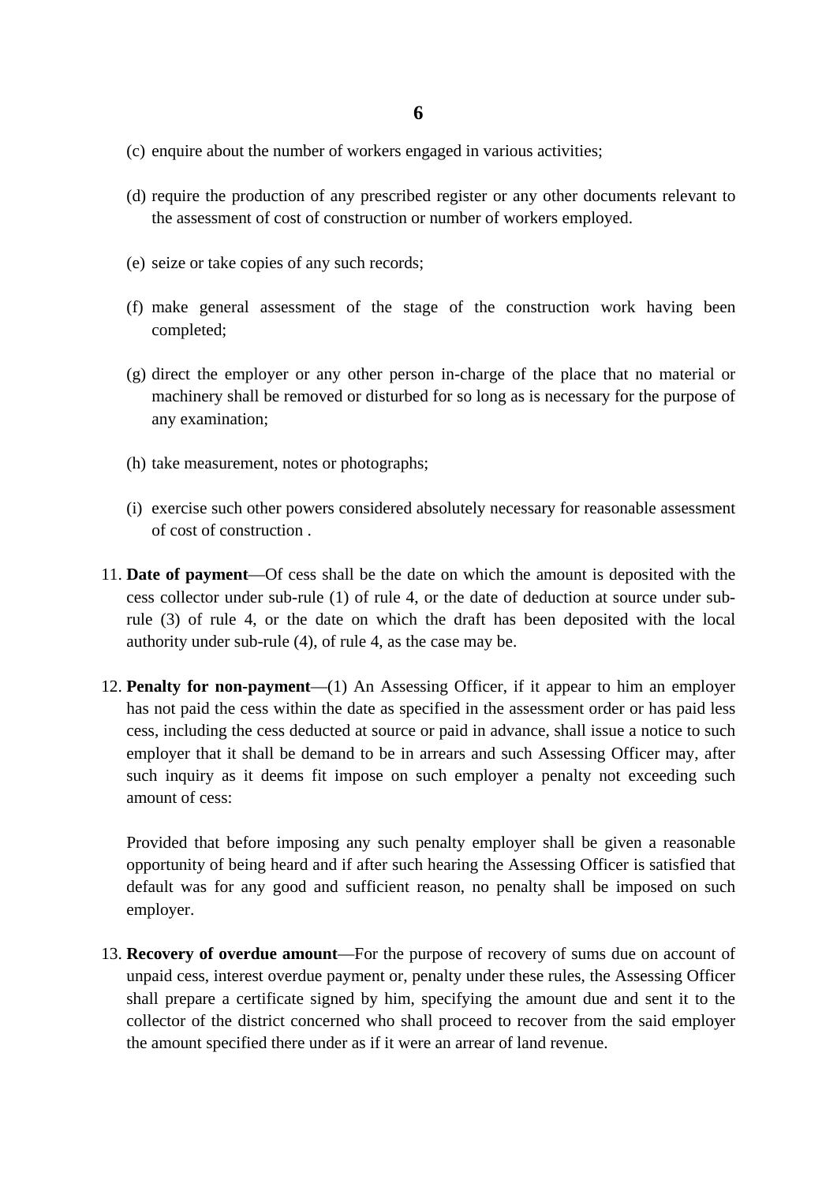(c) enquire about the number of workers engaged in various activities;

(d) require the production of any prescribed register or any other documents relevant to the assessment of cost of construction or number of workers employed.

(e) seize or take copies of any such records;

(f) make general assessment of the stage of the construction work having been completed;

(g) direct the employer or any other person in-charge of the place that no material or machinery shall be removed or disturbed for so long as is necessary for the purpose of any examination;

(h) take measurement, notes or photographs;

(i) exercise such other powers considered absolutely necessary for reasonable assessment of cost of construction .

11. **Date of payment**—Of cess shall be the date on which the amount is deposited with the cess collector under sub-rule (1) of rule 4, or the date of deduction at source under sub-rule (3) of rule 4, or the date on which the draft has been deposited with the local authority under sub-rule (4), of rule 4, as the case may be.

12. **Penalty for non-payment**—(1) An Assessing Officer, if it appear to him an employer has not paid the cess within the date as specified in the assessment order or has paid less cess, including the cess deducted at source or paid in advance, shall issue a notice to such employer that it shall be demand to be in arrears and such Assessing Officer may, after such inquiry as it deems fit impose on such employer a penalty not exceeding such amount of cess:

    Provided that before imposing any such penalty employer shall be given a reasonable opportunity of being heard and if after such hearing the Assessing Officer is satisfied that default was for any good and sufficient reason, no penalty shall be imposed on such employer.

13. **Recovery of overdue amount**—For the purpose of recovery of sums due on account of unpaid cess, interest overdue payment or, penalty under these rules, the Assessing Officer shall prepare a certificate signed by him, specifying the amount due and sent it to the collector of the district concerned who shall proceed to recover from the said employer the amount specified there under as if it were an arrear of land revenue.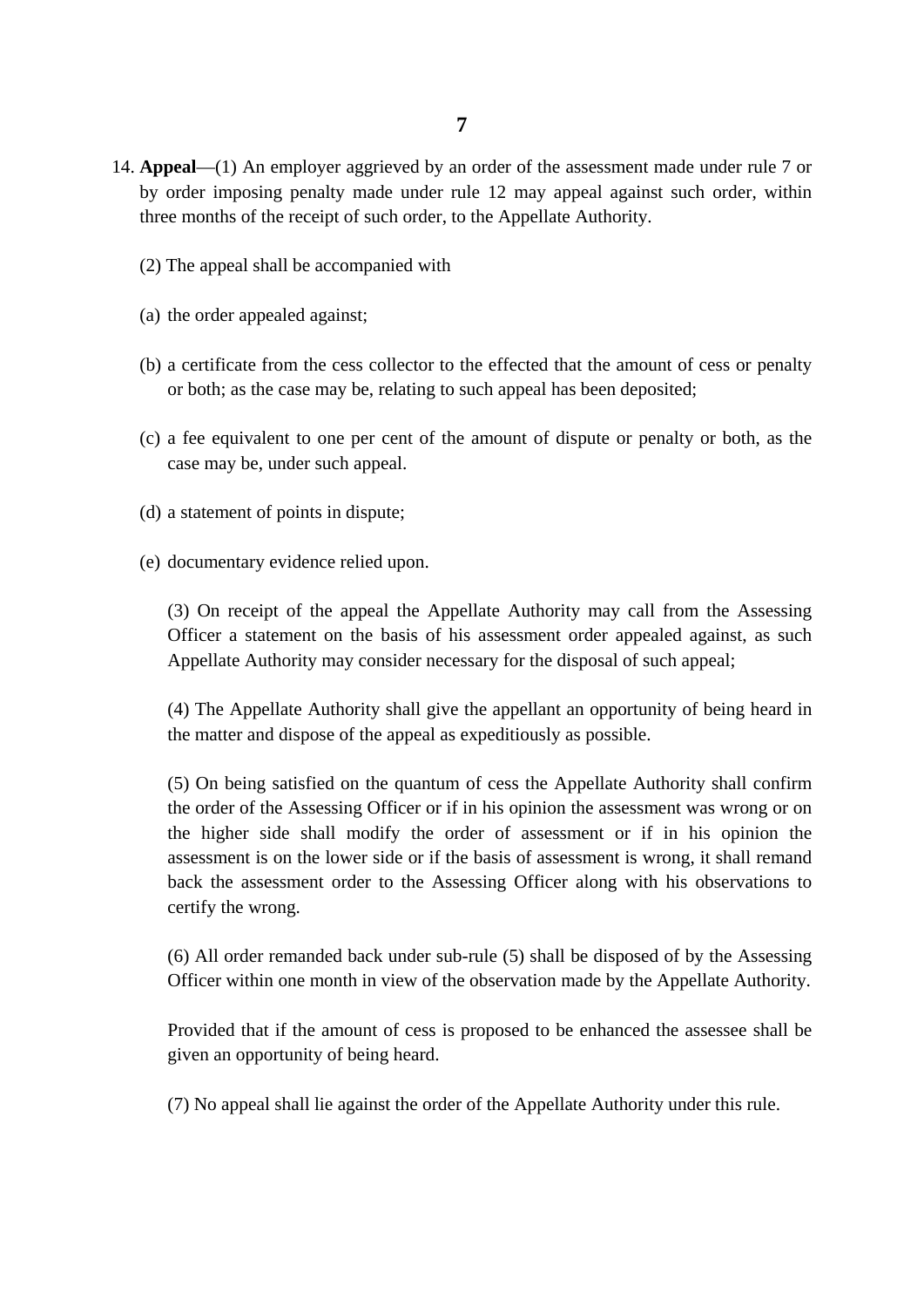14. **Appeal**—(1) An employer aggrieved by an order of the assessment made under rule 7 or by order imposing penalty made under rule 12 may appeal against such order, within three months of the receipt of such order, to the Appellate Authority.

(2) The appeal shall be accompanied with

(a) the order appealed against;

(b) a certificate from the cess collector to the effected that the amount of cess or penalty or both; as the case may be, relating to such appeal has been deposited;

(c) a fee equivalent to one per cent of the amount of dispute or penalty or both, as the case may be, under such appeal.

(d) a statement of points in dispute;

(e) documentary evidence relied upon.

(3) On receipt of the appeal the Appellate Authority may call from the Assessing Officer a statement on the basis of his assessment order appealed against, as such Appellate Authority may consider necessary for the disposal of such appeal;

(4) The Appellate Authority shall give the appellant an opportunity of being heard in the matter and dispose of the appeal as expeditiously as possible.

(5) On being satisfied on the quantum of cess the Appellate Authority shall confirm the order of the Assessing Officer or if in his opinion the assessment was wrong or on the higher side shall modify the order of assessment or if in his opinion the assessment is on the lower side or if the basis of assessment is wrong, it shall remand back the assessment order to the Assessing Officer along with his observations to certify the wrong.

(6) All order remanded back under sub-rule (5) shall be disposed of by the Assessing Officer within one month in view of the observation made by the Appellate Authority.

Provided that if the amount of cess is proposed to be enhanced the assessee shall be given an opportunity of being heard.

(7) No appeal shall lie against the order of the Appellate Authority under this rule.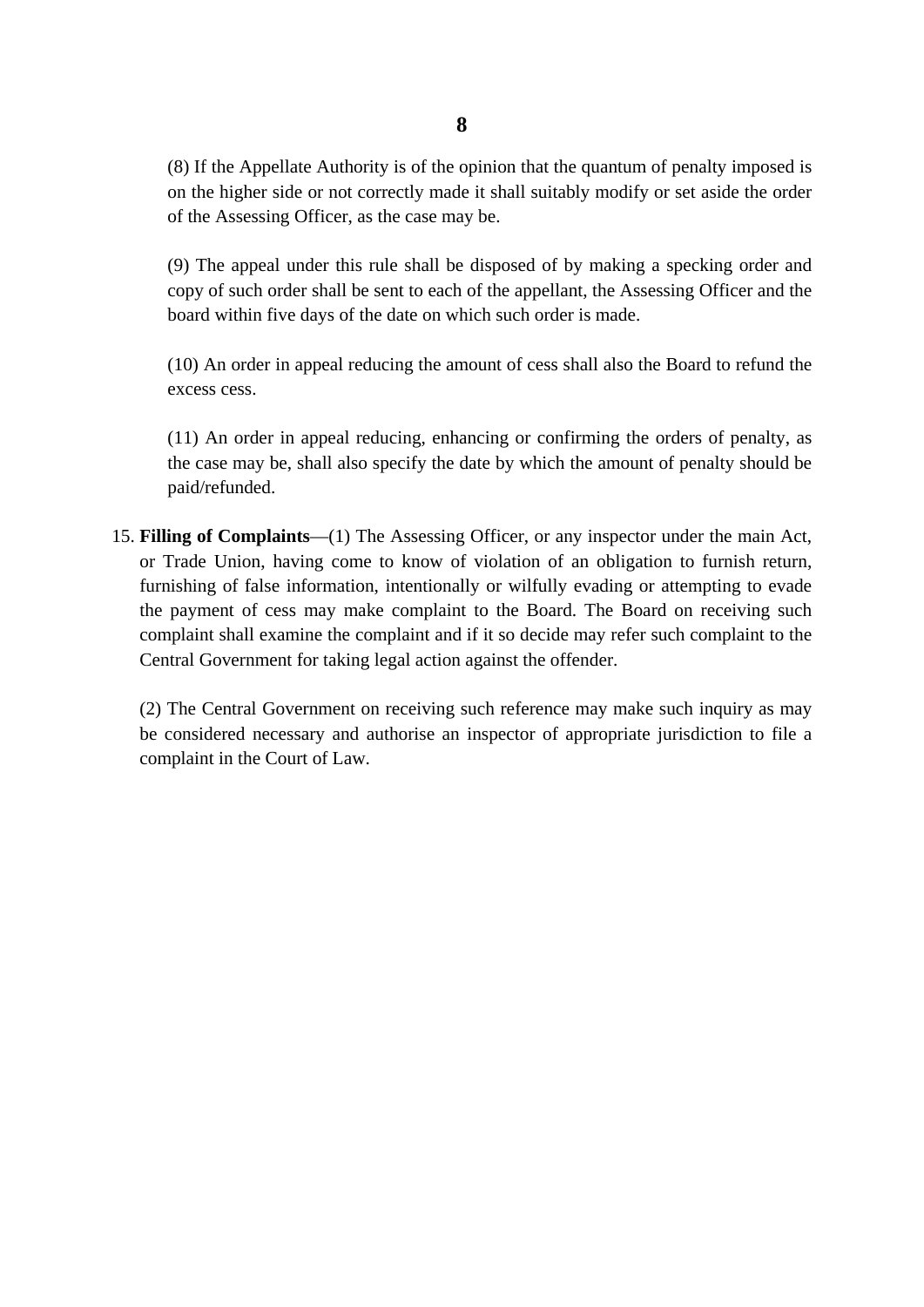(8) If the Appellate Authority is of the opinion that the quantum of penalty imposed is on the higher side or not correctly made it shall suitably modify or set aside the order of the Assessing Officer, as the case may be.

(9) The appeal under this rule shall be disposed of by making a specking order and copy of such order shall be sent to each of the appellant, the Assessing Officer and the board within five days of the date on which such order is made.

(10) An order in appeal reducing the amount of cess shall also the Board to refund the excess cess.

(11) An order in appeal reducing, enhancing or confirming the orders of penalty, as the case may be, shall also specify the date by which the amount of penalty should be paid/refunded.

15. **Filling of Complaints**—(1) The Assessing Officer, or any inspector under the main Act, or Trade Union, having come to know of violation of an obligation to furnish return, furnishing of false information, intentionally or wilfully evading or attempting to evade the payment of cess may make complaint to the Board. The Board on receiving such complaint shall examine the complaint and if it so decide may refer such complaint to the Central Government for taking legal action against the offender.

    (2) The Central Government on receiving such reference may make such inquiry as may be considered necessary and authorise an inspector of appropriate jurisdiction to file a complaint in the Court of Law.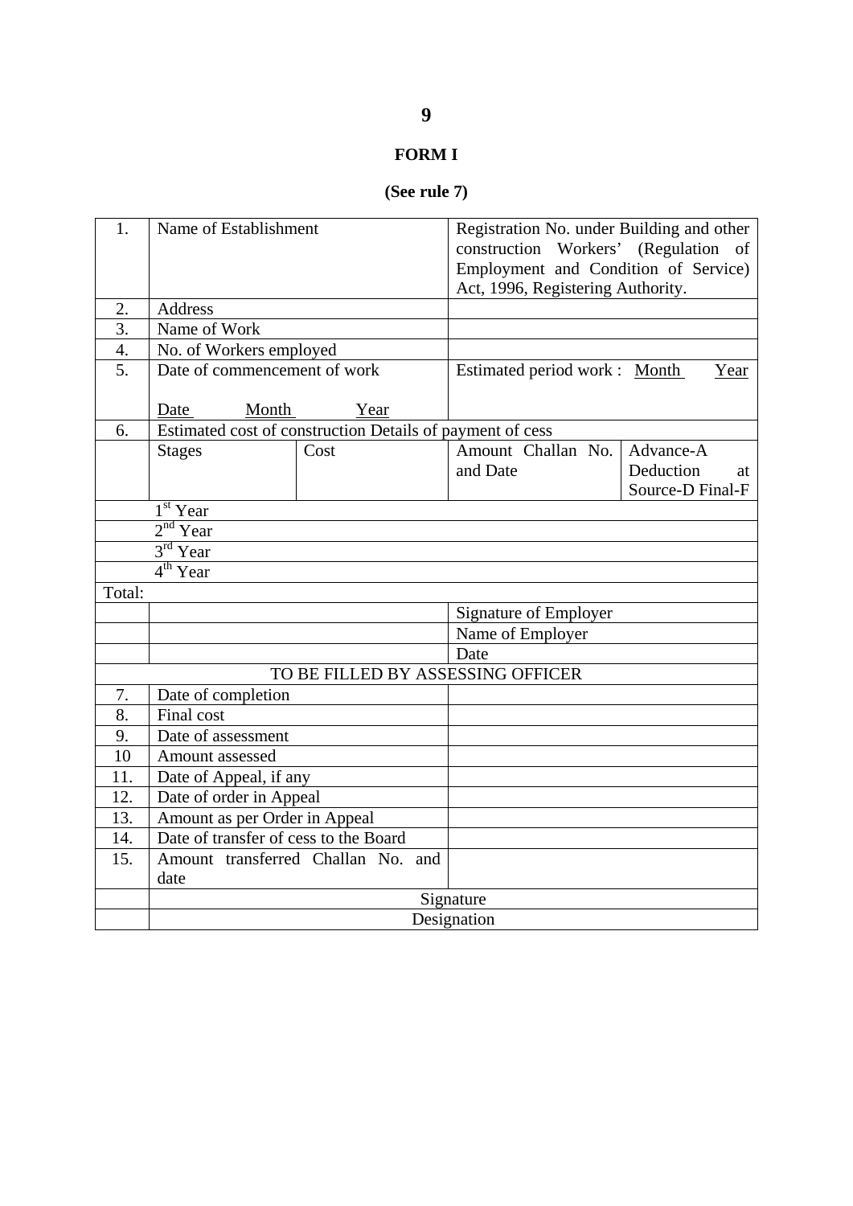## FORM I

**(See rule 7)**

| | | | | |
|---|---|---|---|---|
| 1. | Name of Establishment | | Registration No. under Building and other construction Workers' (Regulation of Employment and Condition of Service) Act, 1996, Registering Authority. | |
| 2. | Address | | | |
| 3. | Name of Work | | | |
| 4. | No. of Workers employed | | | |
| 5. | Date of commencement of work<br><br>Date Month Year | | Estimated period work : Month Year | |
| 6. | Estimated cost of construction Details of payment of cess | | | |
| | Stages | Cost | Amount Challan No. and Date | Advance-A Deduction at Source-D Final-F |
| | 1st Year | | | |
| | 2nd Year | | | |
| | 3rd Year | | | |
| | 4th Year | | | |
| Total: | | | | |
| | | | Signature of Employer | |
| | | | Name of Employer | |
| | | | Date | |
| TO BE FILLED BY ASSESSING OFFICER | | | | |
| 7. | Date of completion | | | |
| 8. | Final cost | | | |
| 9. | Date of assessment | | | |
| 10 | Amount assessed | | | |
| 11. | Date of Appeal, if any | | | |
| 12. | Date of order in Appeal | | | |
| 13. | Amount as per Order in Appeal | | | |
| 14. | Date of transfer of cess to the Board | | | |
| 15. | Amount transferred Challan No. and date | | | |
| | Signature | | | |
| | Designation | | | |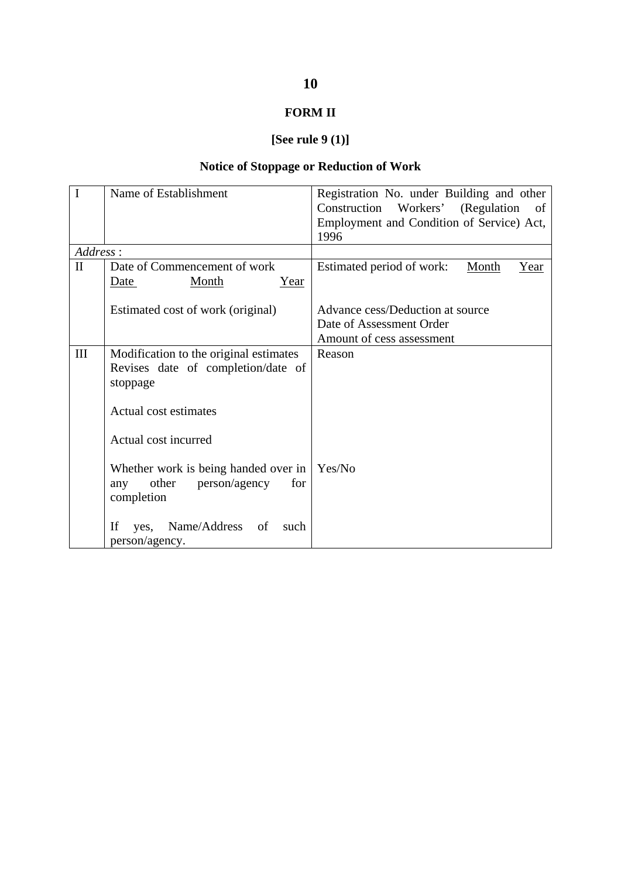## FORM II

**[See rule 9 (1)]**

### Notice of Stoppage or Reduction of Work

| I | Name of Establishment | Registration No. under Building and other Construction Workers' (Regulation of Employment and Condition of Service) Act, 1996 |
|---|---|---|
| *Address* : | | |
| II | Date of Commencement of work<br>Date Month Year<br><br>Estimated cost of work (original) | Estimated period of work: Month Year<br><br>Advance cess/Deduction at source<br>Date of Assessment Order<br>Amount of cess assessment |
| III | Modification to the original estimates<br>Revises date of completion/date of stoppage<br><br>Actual cost estimates<br><br>Actual cost incurred<br><br>Whether work is being handed over in any other person/agency for completion<br><br>If yes, Name/Address of such person/agency. | Reason<br><br><br><br><br><br><br>Yes/No |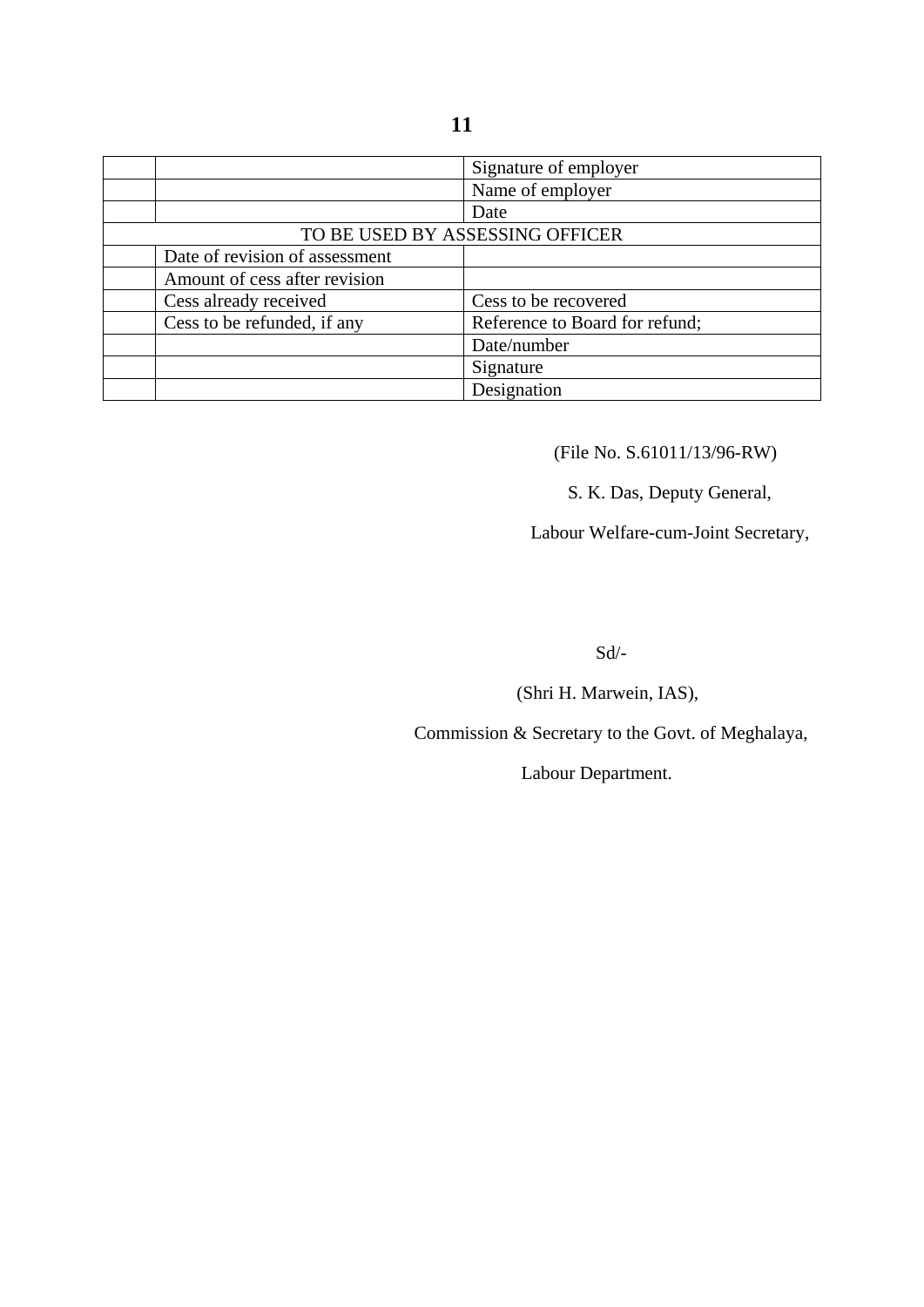| | | |
|---|---|---|
| | | Signature of employer |
| | | Name of employer |
| | | Date |
| TO BE USED BY ASSESSING OFFICER | | |
| | Date of revision of assessment | |
| | Amount of cess after revision | |
| | Cess already received | Cess to be recovered |
| | Cess to be refunded, if any | Reference to Board for refund; |
| | | Date/number |
| | | Signature |
| | | Designation |

(File No. S.61011/13/96-RW)

S. K. Das, Deputy General,

Labour Welfare-cum-Joint Secretary,

Sd/-

(Shri H. Marwein, IAS),

Commission & Secretary to the Govt. of Meghalaya,

Labour Department.